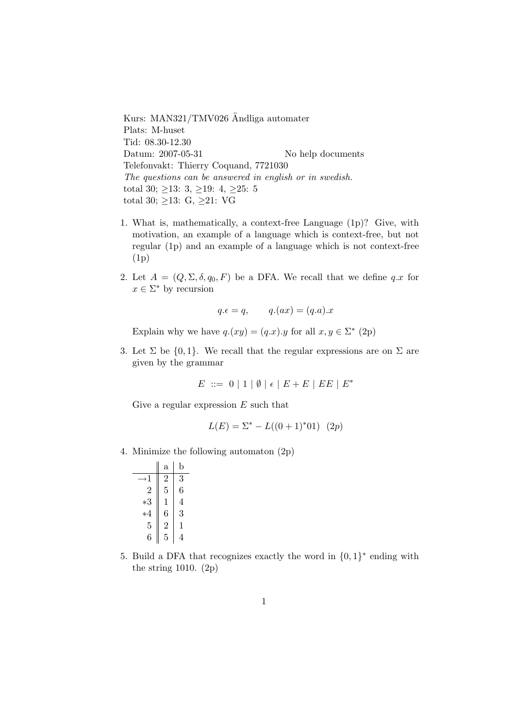Kurs: MAN321/TMV026 Ändliga automater
Plats: M-huset
Tid: 08.30-12.30
Datum: 2007-05-31 No help documents
Telefonvakt: Thierry Coquand, 7721030
*The questions can be answered in english or in swedish.*
total 30; ≥13: 3, ≥19: 4, ≥25: 5
total 30; ≥13: G, ≥21: VG

1. What is, mathematically, a context-free Language (1p)? Give, with motivation, an example of a language which is context-free, but not regular (1p) and an example of a language which is not context-free (1p)

2. Let $A = (Q, \Sigma, \delta, q_0, F)$ be a DFA. We recall that we define $q.x$ for $x \in \Sigma^*$ by recursion

$$q.\epsilon = q, \qquad q.(ax) = (q.a).x$$

   Explain why we have $q.(xy) = (q.x).y$ for all $x, y \in \Sigma^*$ (2p)

3. Let $\Sigma$ be $\{0, 1\}$. We recall that the regular expressions are on $\Sigma$ are given by the grammar

$$E ::= 0 \mid 1 \mid \emptyset \mid \epsilon \mid E + E \mid EE \mid E^*$$

   Give a regular expression $E$ such that

$$L(E) = \Sigma^* - L((0+1)^*01) \ \ (2p)$$

4. Minimize the following automaton (2p)

|  | a | b |
|---|---|---|
| →1 | 2 | 3 |
| 2 | 5 | 6 |
| *3 | 1 | 4 |
| *4 | 6 | 3 |
| 5 | 2 | 1 |
| 6 | 5 | 4 |

5. Build a DFA that recognizes exactly the word in $\{0, 1\}^*$ ending with the string 1010. (2p)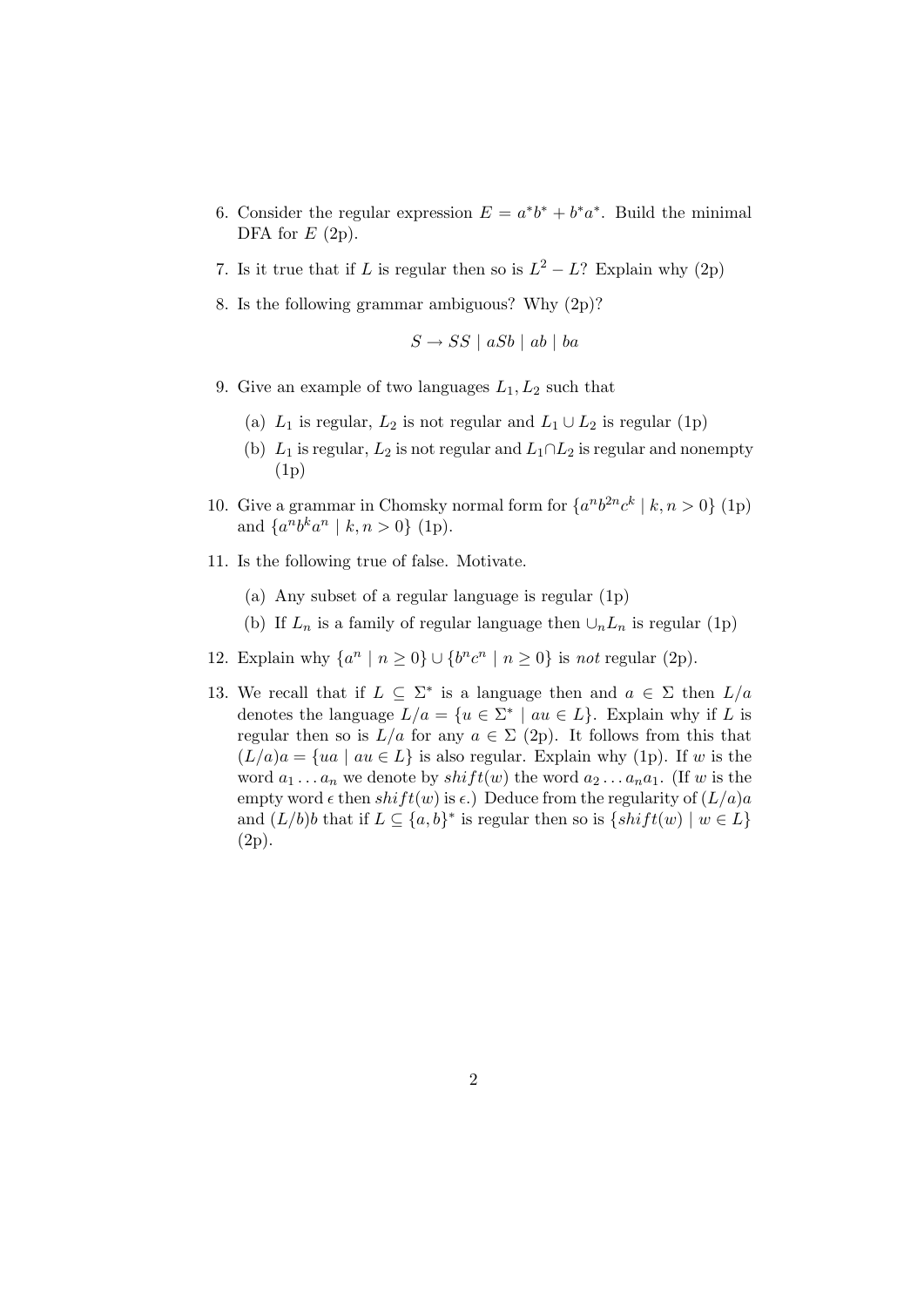6. Consider the regular expression $E = a^*b^* + b^*a^*$. Build the minimal DFA for $E$ (2p).

7. Is it true that if $L$ is regular then so is $L^2 - L$? Explain why (2p)

8. Is the following grammar ambiguous? Why (2p)?

$$S \rightarrow SS \mid aSb \mid ab \mid ba$$

9. Give an example of two languages $L_1, L_2$ such that

   (a) $L_1$ is regular, $L_2$ is not regular and $L_1 \cup L_2$ is regular (1p)

   (b) $L_1$ is regular, $L_2$ is not regular and $L_1 \cap L_2$ is regular and nonempty (1p)

10. Give a grammar in Chomsky normal form for $\{a^n b^{2n} c^k \mid k, n > 0\}$ (1p) and $\{a^n b^k a^n \mid k, n > 0\}$ (1p).

11. Is the following true of false. Motivate.

    (a) Any subset of a regular language is regular (1p)

    (b) If $L_n$ is a family of regular language then $\cup_n L_n$ is regular (1p)

12. Explain why $\{a^n \mid n \geq 0\} \cup \{b^n c^n \mid n \geq 0\}$ is *not* regular (2p).

13. We recall that if $L \subseteq \Sigma^*$ is a language then and $a \in \Sigma$ then $L/a$ denotes the language $L/a = \{u \in \Sigma^* \mid au \in L\}$. Explain why if $L$ is regular then so is $L/a$ for any $a \in \Sigma$ (2p). It follows from this that $(L/a)a = \{ua \mid au \in L\}$ is also regular. Explain why (1p). If $w$ is the word $a_1 \ldots a_n$ we denote by $shift(w)$ the word $a_2 \ldots a_n a_1$. (If $w$ is the empty word $\epsilon$ then $shift(w)$ is $\epsilon$.) Deduce from the regularity of $(L/a)a$ and $(L/b)b$ that if $L \subseteq \{a, b\}^*$ is regular then so is $\{shift(w) \mid w \in L\}$ (2p).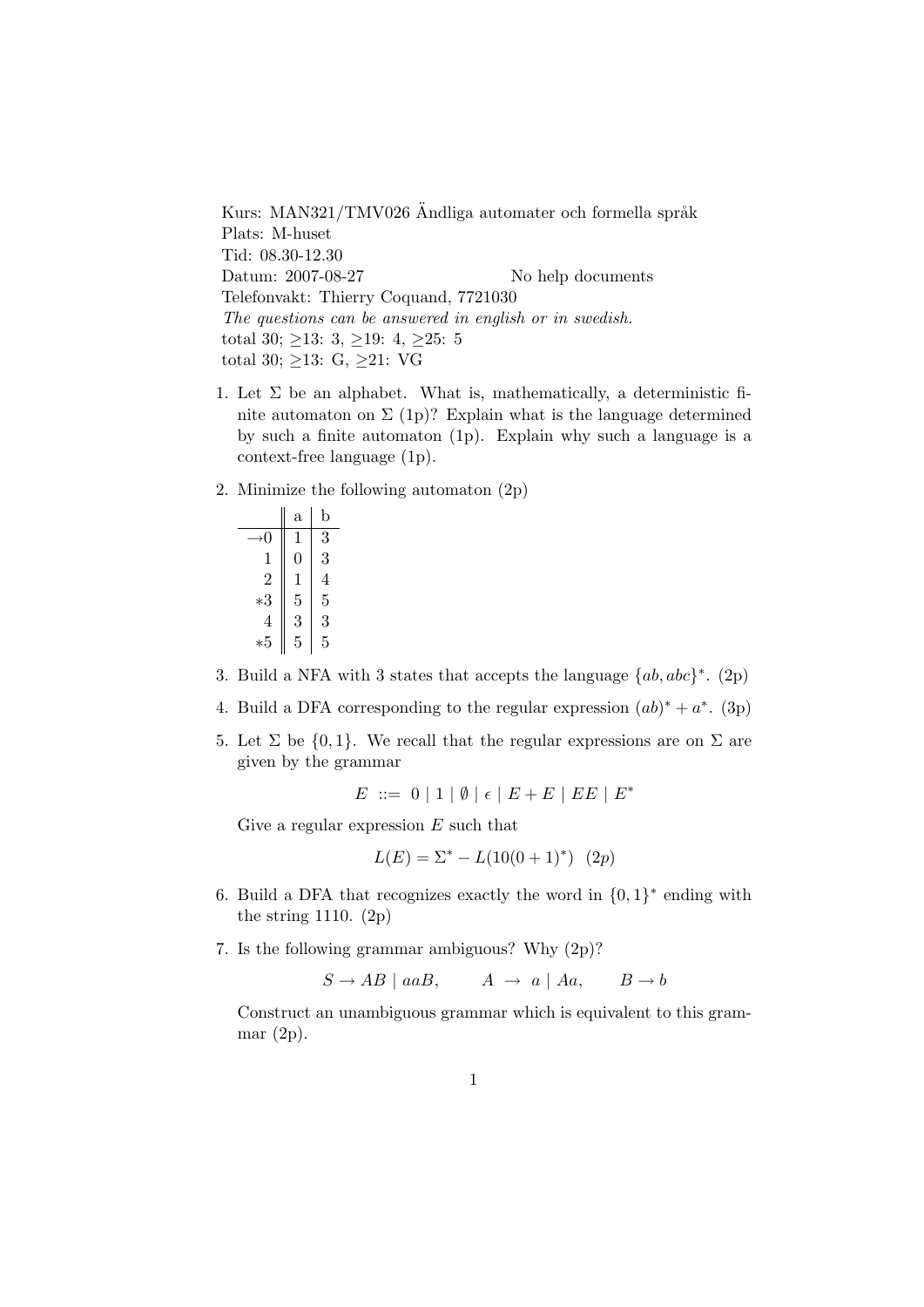Kurs: MAN321/TMV026 Ändliga automater och formella språk
Plats: M-huset
Tid: 08.30-12.30
Datum: 2007-08-27 No help documents
Telefonvakt: Thierry Coquand, 7721030
*The questions can be answered in english or in swedish.*
total 30; ≥13: 3, ≥19: 4, ≥25: 5
total 30; ≥13: G, ≥21: VG

1. Let $\Sigma$ be an alphabet. What is, mathematically, a deterministic finite automaton on $\Sigma$ (1p)? Explain what is the language determined by such a finite automaton (1p). Explain why such a language is a context-free language (1p).

2. Minimize the following automaton (2p)

| | a | b |
|---|---|---|
| →0 | 1 | 3 |
| 1 | 0 | 3 |
| 2 | 1 | 4 |
| *3 | 5 | 5 |
| 4 | 3 | 3 |
| *5 | 5 | 5 |

3. Build a NFA with 3 states that accepts the language $\{ab, abc\}^*$. (2p)

4. Build a DFA corresponding to the regular expression $(ab)^* + a^*$. (3p)

5. Let $\Sigma$ be $\{0, 1\}$. We recall that the regular expressions are on $\Sigma$ are given by the grammar

$$E \ ::= \ 0 \mid 1 \mid \emptyset \mid \epsilon \mid E + E \mid EE \mid E^*$$

Give a regular expression $E$ such that

$$L(E) = \Sigma^* - L(10(0+1)^*) \quad (2p)$$

6. Build a DFA that recognizes exactly the word in $\{0, 1\}^*$ ending with the string 1110. (2p)

7. Is the following grammar ambiguous? Why (2p)?

$$S \to AB \mid aaB, \qquad A \ \to \ a \mid Aa, \qquad B \to b$$

Construct an unambiguous grammar which is equivalent to this grammar (2p).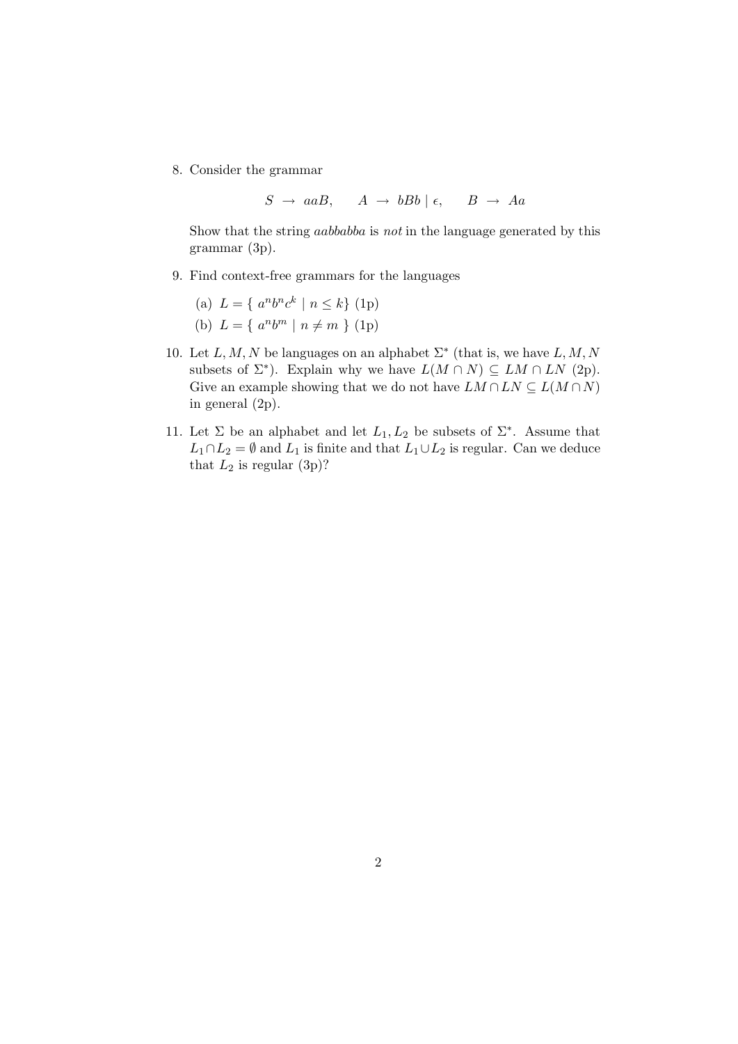8. Consider the grammar

$$S \rightarrow aaB, \qquad A \rightarrow bBb \mid \epsilon, \qquad B \rightarrow Aa$$

Show that the string *aabbabba* is *not* in the language generated by this grammar (3p).

9. Find context-free grammars for the languages

   (a) $L = \{\ a^n b^n c^k \mid n \leq k\}$ (1p)

   (b) $L = \{\ a^n b^m \mid n \neq m\ \}$ (1p)

10. Let $L, M, N$ be languages on an alphabet $\Sigma^*$ (that is, we have $L, M, N$ subsets of $\Sigma^*$). Explain why we have $L(M \cap N) \subseteq LM \cap LN$ (2p). Give an example showing that we do not have $LM \cap LN \subseteq L(M \cap N)$ in general (2p).

11. Let $\Sigma$ be an alphabet and let $L_1, L_2$ be subsets of $\Sigma^*$. Assume that $L_1 \cap L_2 = \emptyset$ and $L_1$ is finite and that $L_1 \cup L_2$ is regular. Can we deduce that $L_2$ is regular (3p)?